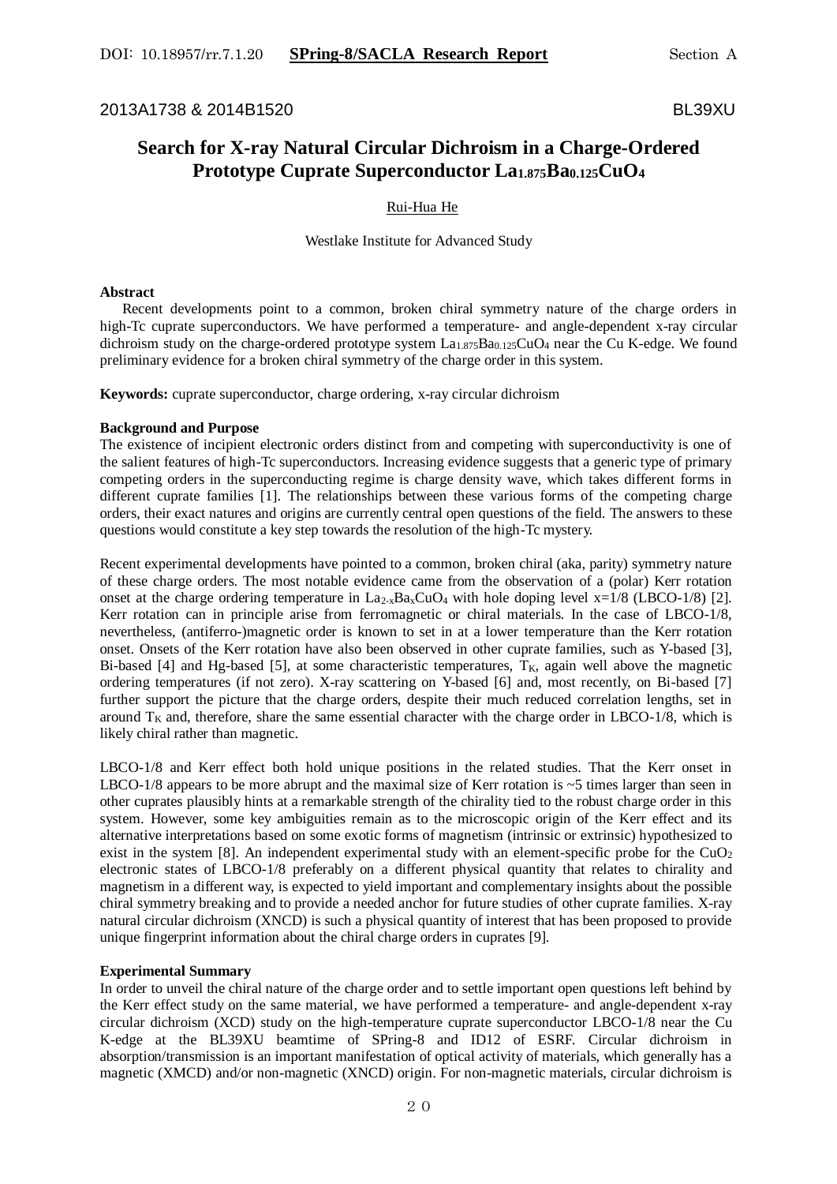2013A1738 & 2014B1520 BL39XU

# Search for X-ray Natural Circular Dichroism in a Charge-Ordered Prototype Cuprate Superconductor $La_{1.875}Ba_{0.125}CuO_4$

Rui-Hua He

Westlake Institute for Advanced Study

**Abstract**

Recent developments point to a common, broken chiral symmetry nature of the charge orders in high-Tc cuprate superconductors. We have performed a temperature- and angle-dependent x-ray circular dichroism study on the charge-ordered prototype system $La_{1.875}Ba_{0.125}CuO_4$ near the Cu K-edge. We found preliminary evidence for a broken chiral symmetry of the charge order in this system.

**Keywords:** cuprate superconductor, charge ordering, x-ray circular dichroism

**Background and Purpose**

The existence of incipient electronic orders distinct from and competing with superconductivity is one of the salient features of high-Tc superconductors. Increasing evidence suggests that a generic type of primary competing orders in the superconducting regime is charge density wave, which takes different forms in different cuprate families [1]. The relationships between these various forms of the competing charge orders, their exact natures and origins are currently central open questions of the field. The answers to these questions would constitute a key step towards the resolution of the high-Tc mystery.

Recent experimental developments have pointed to a common, broken chiral (aka, parity) symmetry nature of these charge orders. The most notable evidence came from the observation of a (polar) Kerr rotation onset at the charge ordering temperature in $La_{2-x}Ba_xCuO_4$ with hole doping level x=1/8 (LBCO-1/8) [2]. Kerr rotation can in principle arise from ferromagnetic or chiral materials. In the case of LBCO-1/8, nevertheless, (antiferro-)magnetic order is known to set in at a lower temperature than the Kerr rotation onset. Onsets of the Kerr rotation have also been observed in other cuprate families, such as Y-based [3], Bi-based [4] and Hg-based [5], at some characteristic temperatures, $T_K$, again well above the magnetic ordering temperatures (if not zero). X-ray scattering on Y-based [6] and, most recently, on Bi-based [7] further support the picture that the charge orders, despite their much reduced correlation lengths, set in around $T_K$ and, therefore, share the same essential character with the charge order in LBCO-1/8, which is likely chiral rather than magnetic.

LBCO-1/8 and Kerr effect both hold unique positions in the related studies. That the Kerr onset in LBCO-1/8 appears to be more abrupt and the maximal size of Kerr rotation is ~5 times larger than seen in other cuprates plausibly hints at a remarkable strength of the chirality tied to the robust charge order in this system. However, some key ambiguities remain as to the microscopic origin of the Kerr effect and its alternative interpretations based on some exotic forms of magnetism (intrinsic or extrinsic) hypothesized to exist in the system [8]. An independent experimental study with an element-specific probe for the $CuO_2$ electronic states of LBCO-1/8 preferably on a different physical quantity that relates to chirality and magnetism in a different way, is expected to yield important and complementary insights about the possible chiral symmetry breaking and to provide a needed anchor for future studies of other cuprate families. X-ray natural circular dichroism (XNCD) is such a physical quantity of interest that has been proposed to provide unique fingerprint information about the chiral charge orders in cuprates [9].

**Experimental Summary**

In order to unveil the chiral nature of the charge order and to settle important open questions left behind by the Kerr effect study on the same material, we have performed a temperature- and angle-dependent x-ray circular dichroism (XCD) study on the high-temperature cuprate superconductor LBCO-1/8 near the Cu K-edge at the BL39XU beamtime of SPring-8 and ID12 of ESRF. Circular dichroism in absorption/transmission is an important manifestation of optical activity of materials, which generally has a magnetic (XMCD) and/or non-magnetic (XNCD) origin. For non-magnetic materials, circular dichroism is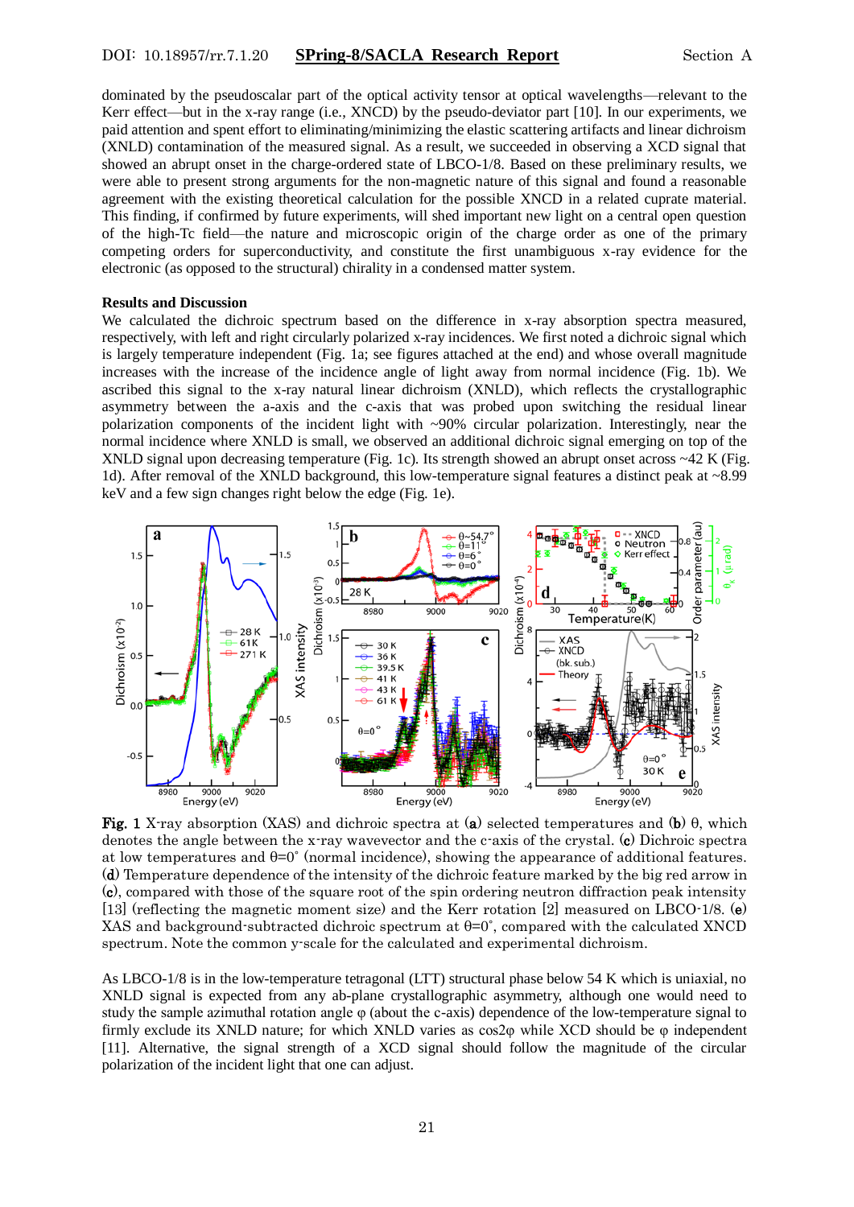dominated by the pseudoscalar part of the optical activity tensor at optical wavelengths—relevant to the Kerr effect—but in the x-ray range (i.e., XNCD) by the pseudo-deviator part [10]. In our experiments, we paid attention and spent effort to eliminating/minimizing the elastic scattering artifacts and linear dichroism (XNLD) contamination of the measured signal. As a result, we succeeded in observing a XCD signal that showed an abrupt onset in the charge-ordered state of LBCO-1/8. Based on these preliminary results, we were able to present strong arguments for the non-magnetic nature of this signal and found a reasonable agreement with the existing theoretical calculation for the possible XNCD in a related cuprate material. This finding, if confirmed by future experiments, will shed important new light on a central open question of the high-Tc field—the nature and microscopic origin of the charge order as one of the primary competing orders for superconductivity, and constitute the first unambiguous x-ray evidence for the electronic (as opposed to the structural) chirality in a condensed matter system.

## Results and Discussion

We calculated the dichroic spectrum based on the difference in x-ray absorption spectra measured, respectively, with left and right circularly polarized x-ray incidences. We first noted a dichroic signal which is largely temperature independent (Fig. 1a; see figures attached at the end) and whose overall magnitude increases with the increase of the incidence angle of light away from normal incidence (Fig. 1b). We ascribed this signal to the x-ray natural linear dichroism (XNLD), which reflects the crystallographic asymmetry between the a-axis and the c-axis that was probed upon switching the residual linear polarization components of the incident light with ~90% circular polarization. Interestingly, near the normal incidence where XNLD is small, we observed an additional dichroic signal emerging on top of the XNLD signal upon decreasing temperature (Fig. 1c). Its strength showed an abrupt onset across ~42 K (Fig. 1d). After removal of the XNLD background, this low-temperature signal features a distinct peak at ~8.99 keV and a few sign changes right below the edge (Fig. 1e).

**Fig. 1** X-ray absorption (XAS) and dichroic spectra at (**a**) selected temperatures and (**b**) θ, which denotes the angle between the x-ray wavevector and the c-axis of the crystal. (**c**) Dichroic spectra at low temperatures and θ=0˚ (normal incidence), showing the appearance of additional features. (**d**) Temperature dependence of the intensity of the dichroic feature marked by the big red arrow in (**c**), compared with those of the square root of the spin ordering neutron diffraction peak intensity [13] (reflecting the magnetic moment size) and the Kerr rotation [2] measured on LBCO-1/8. (**e**) XAS and background-subtracted dichroic spectrum at θ=0˚, compared with the calculated XNCD spectrum. Note the common y-scale for the calculated and experimental dichroism.

As LBCO-1/8 is in the low-temperature tetragonal (LTT) structural phase below 54 K which is uniaxial, no XNLD signal is expected from any ab-plane crystallographic asymmetry, although one would need to study the sample azimuthal rotation angle φ (about the c-axis) dependence of the low-temperature signal to firmly exclude its XNLD nature; for which XNLD varies as cos2φ while XCD should be φ independent [11]. Alternative, the signal strength of a XCD signal should follow the magnitude of the circular polarization of the incident light that one can adjust.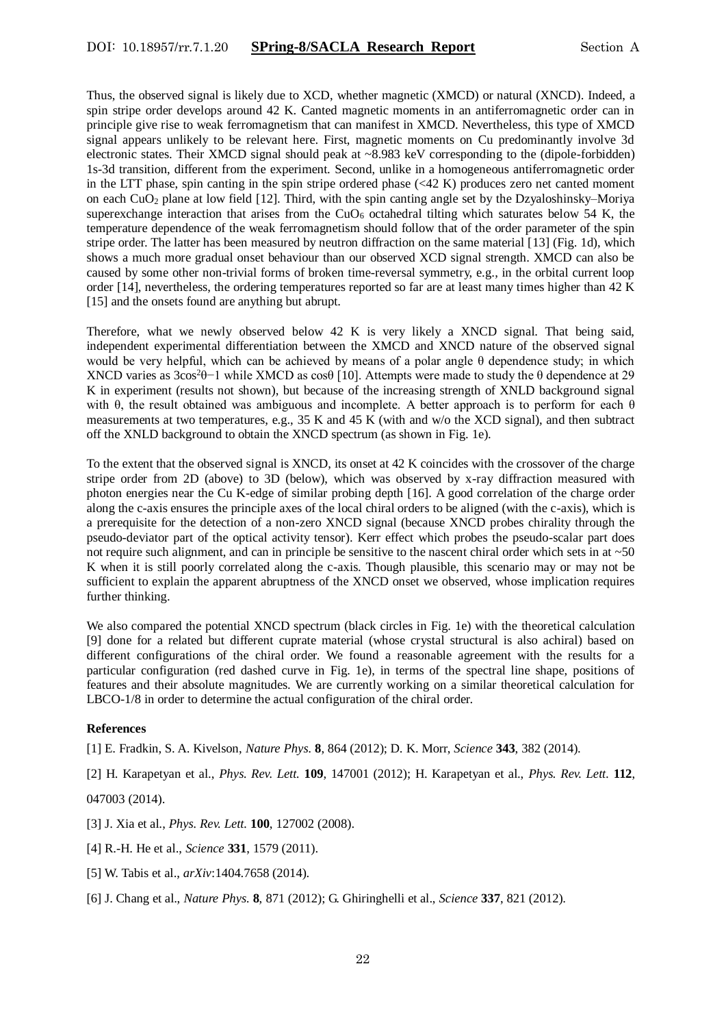Thus, the observed signal is likely due to XCD, whether magnetic (XMCD) or natural (XNCD). Indeed, a spin stripe order develops around 42 K. Canted magnetic moments in an antiferromagnetic order can in principle give rise to weak ferromagnetism that can manifest in XMCD. Nevertheless, this type of XMCD signal appears unlikely to be relevant here. First, magnetic moments on Cu predominantly involve 3d electronic states. Their XMCD signal should peak at ~8.983 keV corresponding to the (dipole-forbidden) 1s-3d transition, different from the experiment. Second, unlike in a homogeneous antiferromagnetic order in the LTT phase, spin canting in the spin stripe ordered phase (<42 K) produces zero net canted moment on each $CuO_2$ plane at low field [12]. Third, with the spin canting angle set by the Dzyaloshinsky–Moriya superexchange interaction that arises from the $CuO_6$ octahedral tilting which saturates below 54 K, the temperature dependence of the weak ferromagnetism should follow that of the order parameter of the spin stripe order. The latter has been measured by neutron diffraction on the same material [13] (Fig. 1d), which shows a much more gradual onset behaviour than our observed XCD signal strength. XMCD can also be caused by some other non-trivial forms of broken time-reversal symmetry, e.g., in the orbital current loop order [14], nevertheless, the ordering temperatures reported so far are at least many times higher than 42 K [15] and the onsets found are anything but abrupt.

Therefore, what we newly observed below 42 K is very likely a XNCD signal. That being said, independent experimental differentiation between the XMCD and XNCD nature of the observed signal would be very helpful, which can be achieved by means of a polar angle $\theta$ dependence study; in which XNCD varies as $3\cos^2\theta-1$ while XMCD as $\cos\theta$ [10]. Attempts were made to study the $\theta$ dependence at 29 K in experiment (results not shown), but because of the increasing strength of XNLD background signal with $\theta$, the result obtained was ambiguous and incomplete. A better approach is to perform for each $\theta$ measurements at two temperatures, e.g., 35 K and 45 K (with and w/o the XCD signal), and then subtract off the XNLD background to obtain the XNCD spectrum (as shown in Fig. 1e).

To the extent that the observed signal is XNCD, its onset at 42 K coincides with the crossover of the charge stripe order from 2D (above) to 3D (below), which was observed by x-ray diffraction measured with photon energies near the Cu K-edge of similar probing depth [16]. A good correlation of the charge order along the c-axis ensures the principle axes of the local chiral orders to be aligned (with the c-axis), which is a prerequisite for the detection of a non-zero XNCD signal (because XNCD probes chirality through the pseudo-deviator part of the optical activity tensor). Kerr effect which probes the pseudo-scalar part does not require such alignment, and can in principle be sensitive to the nascent chiral order which sets in at ~50 K when it is still poorly correlated along the c-axis. Though plausible, this scenario may or may not be sufficient to explain the apparent abruptness of the XNCD onset we observed, whose implication requires further thinking.

We also compared the potential XNCD spectrum (black circles in Fig. 1e) with the theoretical calculation [9] done for a related but different cuprate material (whose crystal structural is also achiral) based on different configurations of the chiral order. We found a reasonable agreement with the results for a particular configuration (red dashed curve in Fig. 1e), in terms of the spectral line shape, positions of features and their absolute magnitudes. We are currently working on a similar theoretical calculation for LBCO-1/8 in order to determine the actual configuration of the chiral order.

**References**

[1] E. Fradkin, S. A. Kivelson, *Nature Phys.* **8**, 864 (2012); D. K. Morr, *Science* **343**, 382 (2014).

[2] H. Karapetyan et al., *Phys. Rev. Lett.* **109**, 147001 (2012); H. Karapetyan et al., *Phys. Rev. Lett.* **112**, 047003 (2014).

[3] J. Xia et al., *Phys. Rev. Lett.* **100**, 127002 (2008).

[4] R.-H. He et al., *Science* **331**, 1579 (2011).

[5] W. Tabis et al., *arXiv*:1404.7658 (2014).

[6] J. Chang et al., *Nature Phys.* **8**, 871 (2012); G. Ghiringhelli et al., *Science* **337**, 821 (2012).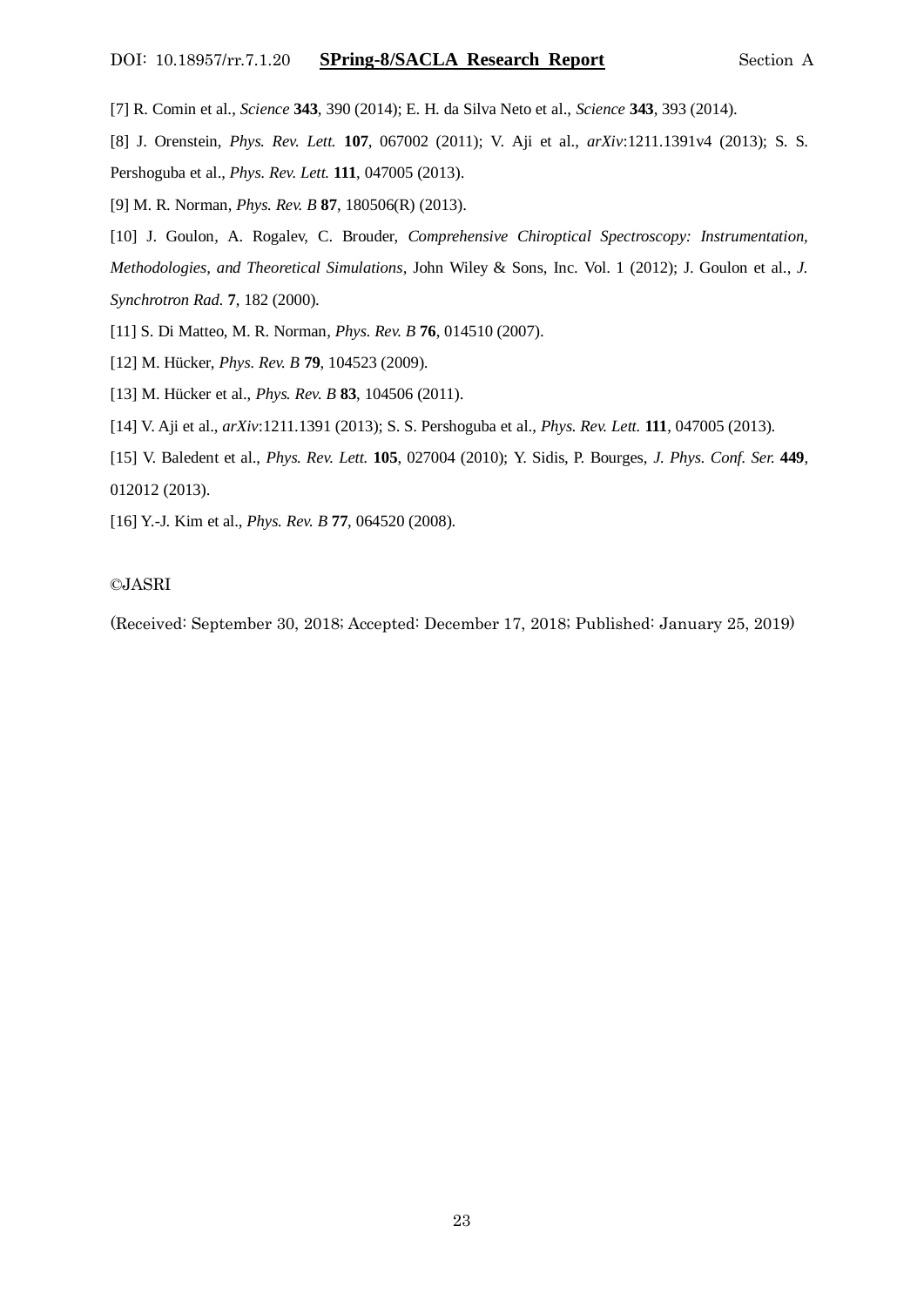[7] R. Comin et al., *Science* **343**, 390 (2014); E. H. da Silva Neto et al., *Science* **343**, 393 (2014).

[8] J. Orenstein, *Phys. Rev. Lett.* **107**, 067002 (2011); V. Aji et al., *arXiv*:1211.1391v4 (2013); S. S. Pershoguba et al., *Phys. Rev. Lett.* **111**, 047005 (2013).

[9] M. R. Norman, *Phys. Rev. B* **87**, 180506(R) (2013).

[10] J. Goulon, A. Rogalev, C. Brouder, *Comprehensive Chiroptical Spectroscopy: Instrumentation, Methodologies, and Theoretical Simulations*, John Wiley & Sons, Inc. Vol. 1 (2012); J. Goulon et al., *J. Synchrotron Rad.* **7**, 182 (2000).

[11] S. Di Matteo, M. R. Norman, *Phys. Rev. B* **76**, 014510 (2007).

[12] M. Hücker, *Phys. Rev. B* **79**, 104523 (2009).

[13] M. Hücker et al., *Phys. Rev. B* **83**, 104506 (2011).

[14] V. Aji et al., *arXiv*:1211.1391 (2013); S. S. Pershoguba et al., *Phys. Rev. Lett.* **111**, 047005 (2013).

[15] V. Baledent et al., *Phys. Rev. Lett.* **105**, 027004 (2010); Y. Sidis, P. Bourges, *J. Phys. Conf. Ser.* **449**, 012012 (2013).

[16] Y.-J. Kim et al., *Phys. Rev. B* **77**, 064520 (2008).

©JASRI

(Received: September 30, 2018; Accepted: December 17, 2018; Published: January 25, 2019)